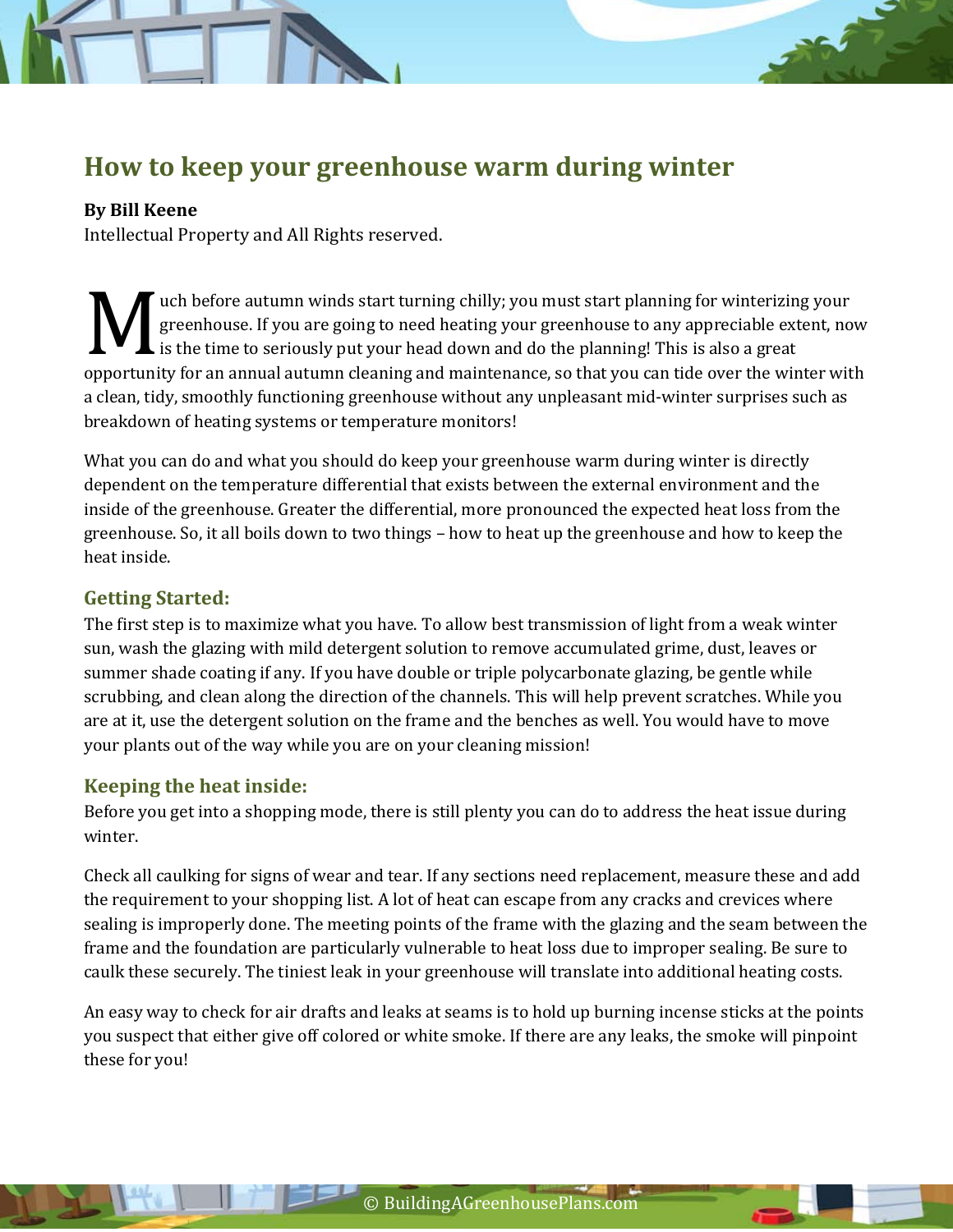# How to keep your greenhouse warm during winter

**By Bill Keene**
Intellectual Property and All Rights reserved.

Much before autumn winds start turning chilly; you must start planning for winterizing your greenhouse. If you are going to need heating your greenhouse to any appreciable extent, now is the time to seriously put your head down and do the planning! This is also a great opportunity for an annual autumn cleaning and maintenance, so that you can tide over the winter with a clean, tidy, smoothly functioning greenhouse without any unpleasant mid-winter surprises such as breakdown of heating systems or temperature monitors!

What you can do and what you should do keep your greenhouse warm during winter is directly dependent on the temperature differential that exists between the external environment and the inside of the greenhouse. Greater the differential, more pronounced the expected heat loss from the greenhouse. So, it all boils down to two things – how to heat up the greenhouse and how to keep the heat inside.

## Getting Started:

The first step is to maximize what you have. To allow best transmission of light from a weak winter sun, wash the glazing with mild detergent solution to remove accumulated grime, dust, leaves or summer shade coating if any. If you have double or triple polycarbonate glazing, be gentle while scrubbing, and clean along the direction of the channels. This will help prevent scratches. While you are at it, use the detergent solution on the frame and the benches as well. You would have to move your plants out of the way while you are on your cleaning mission!

## Keeping the heat inside:

Before you get into a shopping mode, there is still plenty you can do to address the heat issue during winter.

Check all caulking for signs of wear and tear. If any sections need replacement, measure these and add the requirement to your shopping list. A lot of heat can escape from any cracks and crevices where sealing is improperly done. The meeting points of the frame with the glazing and the seam between the frame and the foundation are particularly vulnerable to heat loss due to improper sealing. Be sure to caulk these securely. The tiniest leak in your greenhouse will translate into additional heating costs.

An easy way to check for air drafts and leaks at seams is to hold up burning incense sticks at the points you suspect that either give off colored or white smoke. If there are any leaks, the smoke will pinpoint these for you!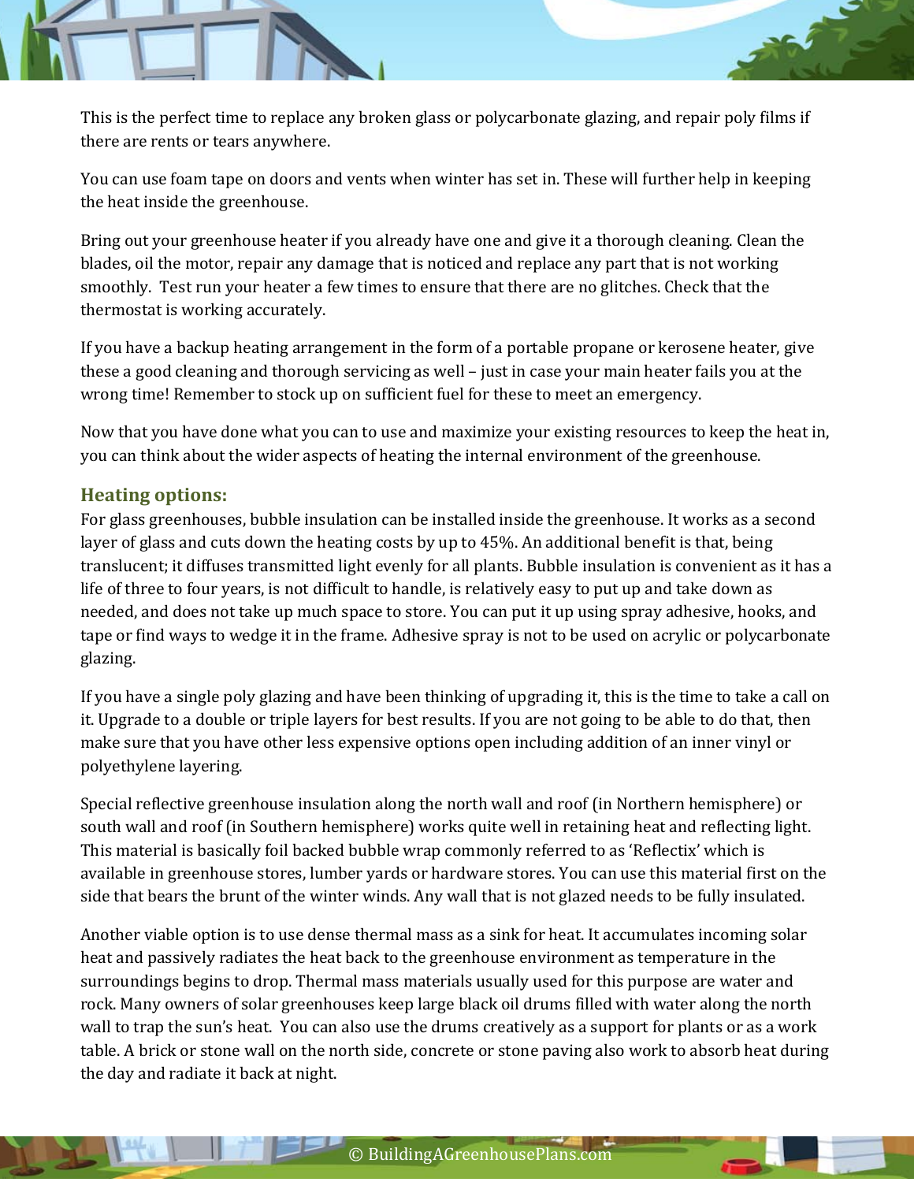This is the perfect time to replace any broken glass or polycarbonate glazing, and repair poly films if there are rents or tears anywhere.

You can use foam tape on doors and vents when winter has set in. These will further help in keeping the heat inside the greenhouse.

Bring out your greenhouse heater if you already have one and give it a thorough cleaning. Clean the blades, oil the motor, repair any damage that is noticed and replace any part that is not working smoothly. Test run your heater a few times to ensure that there are no glitches. Check that the thermostat is working accurately.

If you have a backup heating arrangement in the form of a portable propane or kerosene heater, give these a good cleaning and thorough servicing as well – just in case your main heater fails you at the wrong time! Remember to stock up on sufficient fuel for these to meet an emergency.

Now that you have done what you can to use and maximize your existing resources to keep the heat in, you can think about the wider aspects of heating the internal environment of the greenhouse.

### Heating options:

For glass greenhouses, bubble insulation can be installed inside the greenhouse. It works as a second layer of glass and cuts down the heating costs by up to 45%. An additional benefit is that, being translucent; it diffuses transmitted light evenly for all plants. Bubble insulation is convenient as it has a life of three to four years, is not difficult to handle, is relatively easy to put up and take down as needed, and does not take up much space to store. You can put it up using spray adhesive, hooks, and tape or find ways to wedge it in the frame. Adhesive spray is not to be used on acrylic or polycarbonate glazing.

If you have a single poly glazing and have been thinking of upgrading it, this is the time to take a call on it. Upgrade to a double or triple layers for best results. If you are not going to be able to do that, then make sure that you have other less expensive options open including addition of an inner vinyl or polyethylene layering.

Special reflective greenhouse insulation along the north wall and roof (in Northern hemisphere) or south wall and roof (in Southern hemisphere) works quite well in retaining heat and reflecting light. This material is basically foil backed bubble wrap commonly referred to as 'Reflectix' which is available in greenhouse stores, lumber yards or hardware stores. You can use this material first on the side that bears the brunt of the winter winds. Any wall that is not glazed needs to be fully insulated.

Another viable option is to use dense thermal mass as a sink for heat. It accumulates incoming solar heat and passively radiates the heat back to the greenhouse environment as temperature in the surroundings begins to drop. Thermal mass materials usually used for this purpose are water and rock. Many owners of solar greenhouses keep large black oil drums filled with water along the north wall to trap the sun's heat. You can also use the drums creatively as a support for plants or as a work table. A brick or stone wall on the north side, concrete or stone paving also work to absorb heat during the day and radiate it back at night.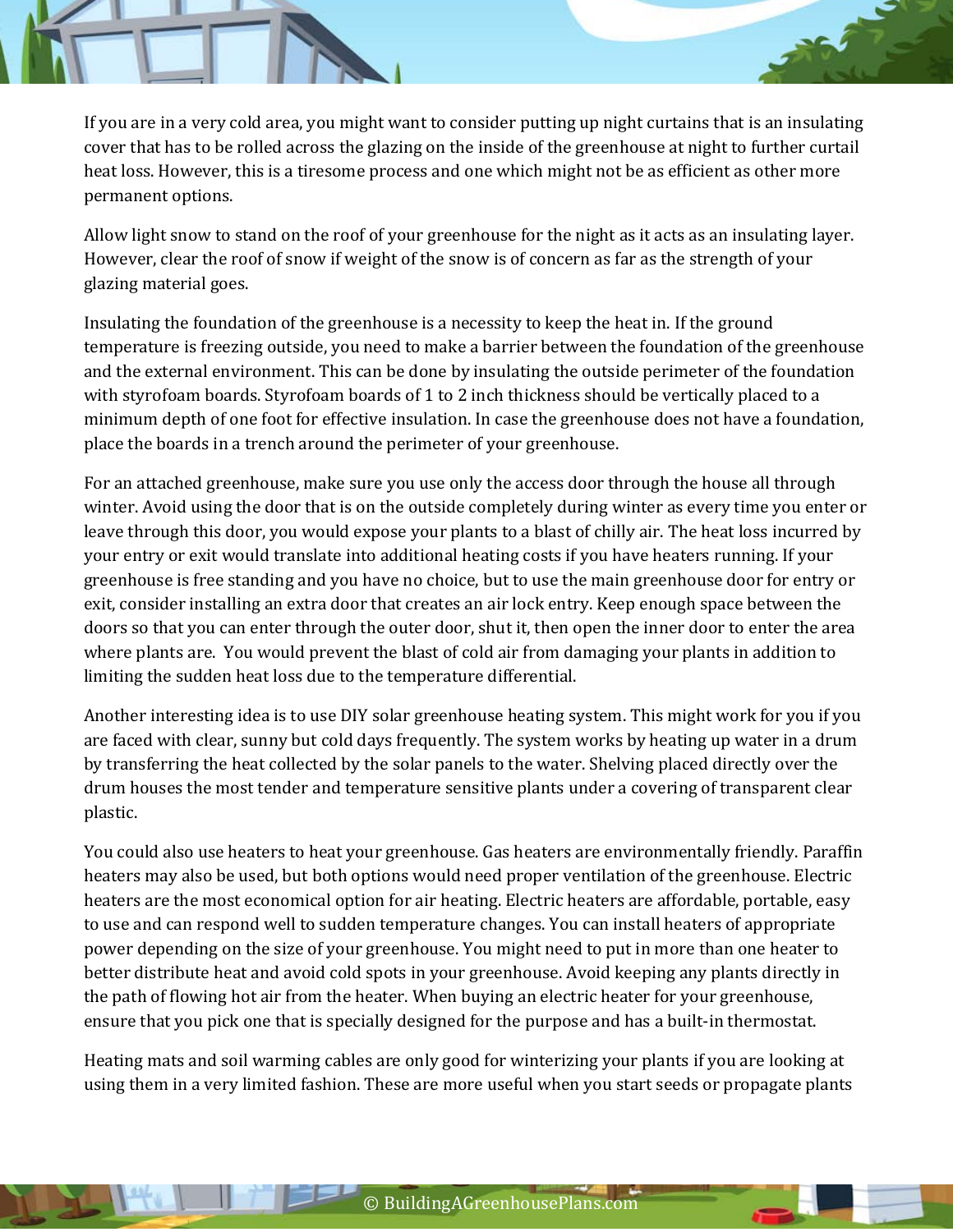If you are in a very cold area, you might want to consider putting up night curtains that is an insulating cover that has to be rolled across the glazing on the inside of the greenhouse at night to further curtail heat loss. However, this is a tiresome process and one which might not be as efficient as other more permanent options.

Allow light snow to stand on the roof of your greenhouse for the night as it acts as an insulating layer. However, clear the roof of snow if weight of the snow is of concern as far as the strength of your glazing material goes.

Insulating the foundation of the greenhouse is a necessity to keep the heat in. If the ground temperature is freezing outside, you need to make a barrier between the foundation of the greenhouse and the external environment. This can be done by insulating the outside perimeter of the foundation with styrofoam boards. Styrofoam boards of 1 to 2 inch thickness should be vertically placed to a minimum depth of one foot for effective insulation. In case the greenhouse does not have a foundation, place the boards in a trench around the perimeter of your greenhouse.

For an attached greenhouse, make sure you use only the access door through the house all through winter. Avoid using the door that is on the outside completely during winter as every time you enter or leave through this door, you would expose your plants to a blast of chilly air. The heat loss incurred by your entry or exit would translate into additional heating costs if you have heaters running. If your greenhouse is free standing and you have no choice, but to use the main greenhouse door for entry or exit, consider installing an extra door that creates an air lock entry. Keep enough space between the doors so that you can enter through the outer door, shut it, then open the inner door to enter the area where plants are. You would prevent the blast of cold air from damaging your plants in addition to limiting the sudden heat loss due to the temperature differential.

Another interesting idea is to use DIY solar greenhouse heating system. This might work for you if you are faced with clear, sunny but cold days frequently. The system works by heating up water in a drum by transferring the heat collected by the solar panels to the water. Shelving placed directly over the drum houses the most tender and temperature sensitive plants under a covering of transparent clear plastic.

You could also use heaters to heat your greenhouse. Gas heaters are environmentally friendly. Paraffin heaters may also be used, but both options would need proper ventilation of the greenhouse. Electric heaters are the most economical option for air heating. Electric heaters are affordable, portable, easy to use and can respond well to sudden temperature changes. You can install heaters of appropriate power depending on the size of your greenhouse. You might need to put in more than one heater to better distribute heat and avoid cold spots in your greenhouse. Avoid keeping any plants directly in the path of flowing hot air from the heater. When buying an electric heater for your greenhouse, ensure that you pick one that is specially designed for the purpose and has a built-in thermostat.

Heating mats and soil warming cables are only good for winterizing your plants if you are looking at using them in a very limited fashion. These are more useful when you start seeds or propagate plants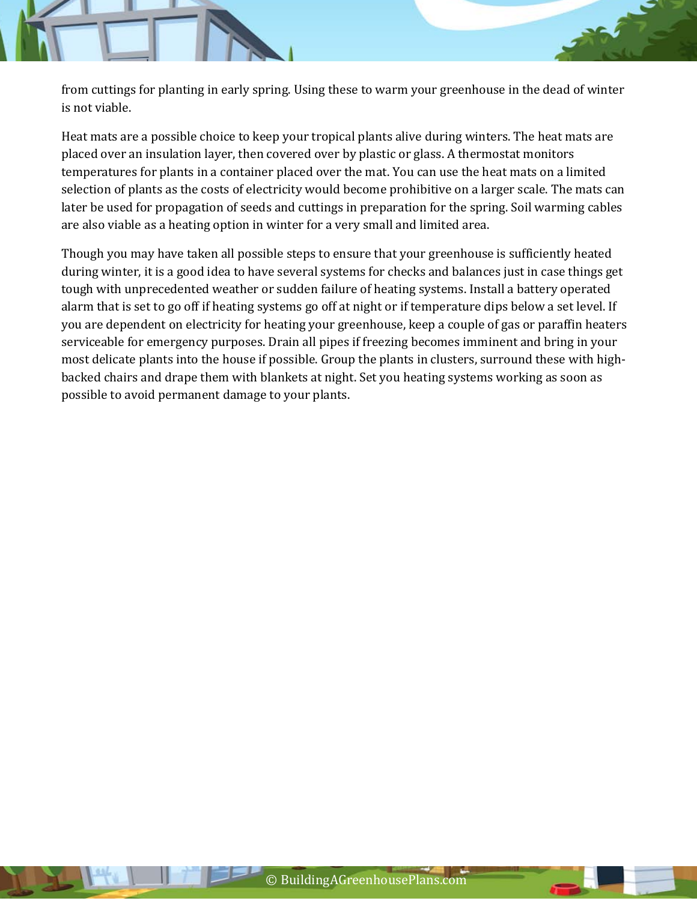from cuttings for planting in early spring. Using these to warm your greenhouse in the dead of winter is not viable.

Heat mats are a possible choice to keep your tropical plants alive during winters. The heat mats are placed over an insulation layer, then covered over by plastic or glass. A thermostat monitors temperatures for plants in a container placed over the mat. You can use the heat mats on a limited selection of plants as the costs of electricity would become prohibitive on a larger scale. The mats can later be used for propagation of seeds and cuttings in preparation for the spring. Soil warming cables are also viable as a heating option in winter for a very small and limited area.

Though you may have taken all possible steps to ensure that your greenhouse is sufficiently heated during winter, it is a good idea to have several systems for checks and balances just in case things get tough with unprecedented weather or sudden failure of heating systems. Install a battery operated alarm that is set to go off if heating systems go off at night or if temperature dips below a set level. If you are dependent on electricity for heating your greenhouse, keep a couple of gas or paraffin heaters serviceable for emergency purposes. Drain all pipes if freezing becomes imminent and bring in your most delicate plants into the house if possible. Group the plants in clusters, surround these with high-backed chairs and drape them with blankets at night. Set you heating systems working as soon as possible to avoid permanent damage to your plants.